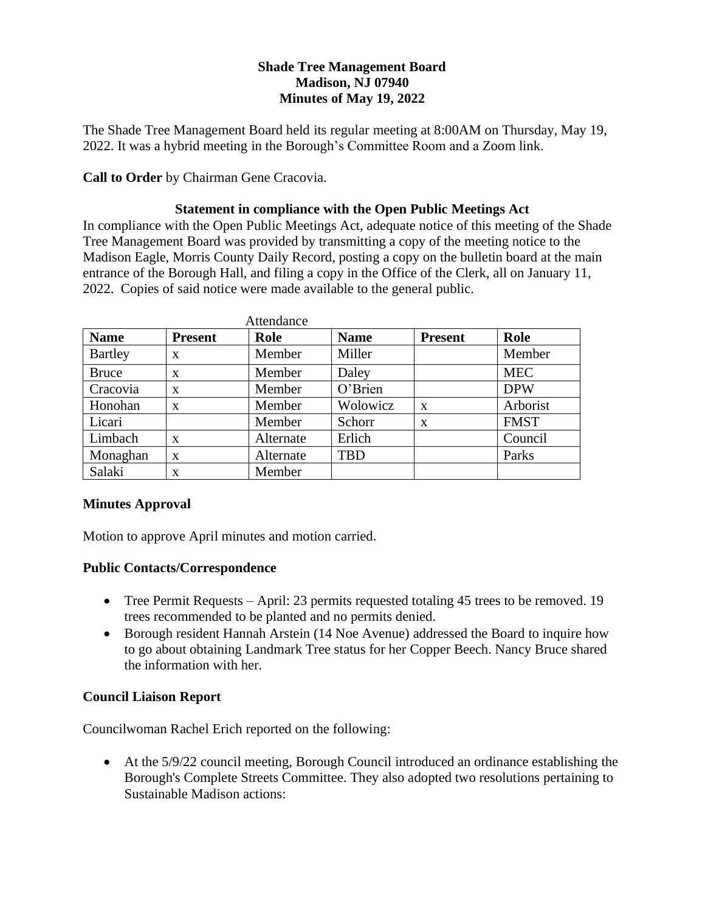**Shade Tree Management Board**
**Madison, NJ 07940**
**Minutes of May 19, 2022**

The Shade Tree Management Board held its regular meeting at 8:00AM on Thursday, May 19, 2022. It was a hybrid meeting in the Borough's Committee Room and a Zoom link.

**Call to Order** by Chairman Gene Cracovia.

**Statement in compliance with the Open Public Meetings Act**

In compliance with the Open Public Meetings Act, adequate notice of this meeting of the Shade Tree Management Board was provided by transmitting a copy of the meeting notice to the Madison Eagle, Morris County Daily Record, posting a copy on the bulletin board at the main entrance of the Borough Hall, and filing a copy in the Office of the Clerk, all on January 11, 2022. Copies of said notice were made available to the general public.

Attendance

| Name | Present | Role | Name | Present | Role |
|---|---|---|---|---|---|
| Bartley | x | Member | Miller | | Member |
| Bruce | x | Member | Daley | | MEC |
| Cracovia | x | Member | O'Brien | | DPW |
| Honohan | x | Member | Wolowicz | x | Arborist |
| Licari | | Member | Schorr | x | FMST |
| Limbach | x | Alternate | Erlich | | Council |
| Monaghan | x | Alternate | TBD | | Parks |
| Salaki | x | Member | | | |

**Minutes Approval**

Motion to approve April minutes and motion carried.

**Public Contacts/Correspondence**

- Tree Permit Requests – April: 23 permits requested totaling 45 trees to be removed. 19 trees recommended to be planted and no permits denied.
- Borough resident Hannah Arstein (14 Noe Avenue) addressed the Board to inquire how to go about obtaining Landmark Tree status for her Copper Beech. Nancy Bruce shared the information with her.

**Council Liaison Report**

Councilwoman Rachel Erich reported on the following:

- At the 5/9/22 council meeting, Borough Council introduced an ordinance establishing the Borough's Complete Streets Committee. They also adopted two resolutions pertaining to Sustainable Madison actions: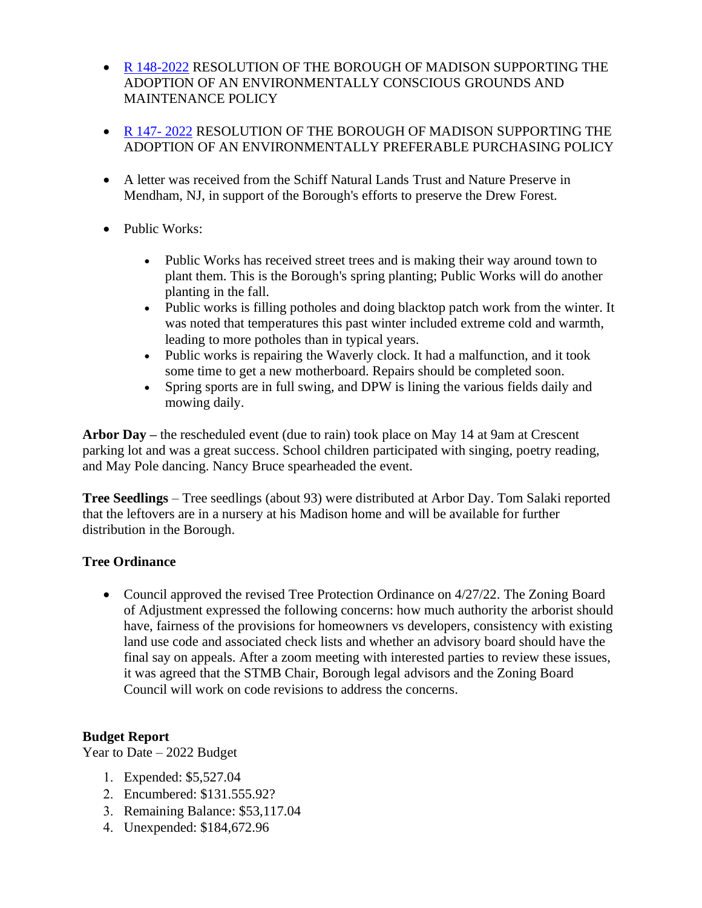- R 148-2022 RESOLUTION OF THE BOROUGH OF MADISON SUPPORTING THE ADOPTION OF AN ENVIRONMENTALLY CONSCIOUS GROUNDS AND MAINTENANCE POLICY

- R 147- 2022 RESOLUTION OF THE BOROUGH OF MADISON SUPPORTING THE ADOPTION OF AN ENVIRONMENTALLY PREFERABLE PURCHASING POLICY

- A letter was received from the Schiff Natural Lands Trust and Nature Preserve in Mendham, NJ, in support of the Borough's efforts to preserve the Drew Forest.

- Public Works:

  - Public Works has received street trees and is making their way around town to plant them. This is the Borough's spring planting; Public Works will do another planting in the fall.
  - Public works is filling potholes and doing blacktop patch work from the winter. It was noted that temperatures this past winter included extreme cold and warmth, leading to more potholes than in typical years.
  - Public works is repairing the Waverly clock. It had a malfunction, and it took some time to get a new motherboard. Repairs should be completed soon.
  - Spring sports are in full swing, and DPW is lining the various fields daily and mowing daily.

**Arbor Day –** the rescheduled event (due to rain) took place on May 14 at 9am at Crescent parking lot and was a great success. School children participated with singing, poetry reading, and May Pole dancing. Nancy Bruce spearheaded the event.

**Tree Seedlings** – Tree seedlings (about 93) were distributed at Arbor Day. Tom Salaki reported that the leftovers are in a nursery at his Madison home and will be available for further distribution in the Borough.

**Tree Ordinance**

- Council approved the revised Tree Protection Ordinance on 4/27/22. The Zoning Board of Adjustment expressed the following concerns: how much authority the arborist should have, fairness of the provisions for homeowners vs developers, consistency with existing land use code and associated check lists and whether an advisory board should have the final say on appeals. After a zoom meeting with interested parties to review these issues, it was agreed that the STMB Chair, Borough legal advisors and the Zoning Board Council will work on code revisions to address the concerns.

**Budget Report**
Year to Date – 2022 Budget

1. Expended: $5,527.04
2. Encumbered: $131.555.92?
3. Remaining Balance: $53,117.04
4. Unexpended: $184,672.96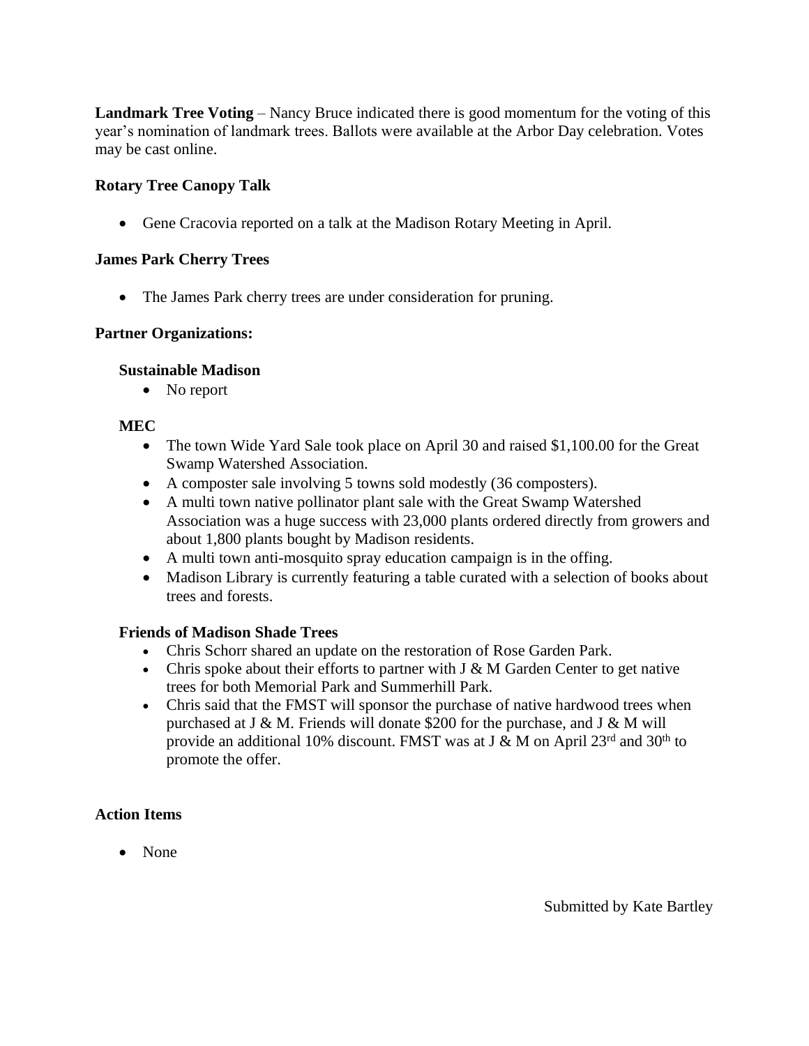**Landmark Tree Voting** – Nancy Bruce indicated there is good momentum for the voting of this year's nomination of landmark trees. Ballots were available at the Arbor Day celebration. Votes may be cast online.

**Rotary Tree Canopy Talk**

- Gene Cracovia reported on a talk at the Madison Rotary Meeting in April.

**James Park Cherry Trees**

- The James Park cherry trees are under consideration for pruning.

**Partner Organizations:**

**Sustainable Madison**

- No report

**MEC**

- The town Wide Yard Sale took place on April 30 and raised $1,100.00 for the Great Swamp Watershed Association.
- A composter sale involving 5 towns sold modestly (36 composters).
- A multi town native pollinator plant sale with the Great Swamp Watershed Association was a huge success with 23,000 plants ordered directly from growers and about 1,800 plants bought by Madison residents.
- A multi town anti-mosquito spray education campaign is in the offing.
- Madison Library is currently featuring a table curated with a selection of books about trees and forests.

**Friends of Madison Shade Trees**

- Chris Schorr shared an update on the restoration of Rose Garden Park.
- Chris spoke about their efforts to partner with J & M Garden Center to get native trees for both Memorial Park and Summerhill Park.
- Chris said that the FMST will sponsor the purchase of native hardwood trees when purchased at J & M. Friends will donate $200 for the purchase, and J & M will provide an additional 10% discount. FMST was at J & M on April 23rd and 30th to promote the offer.

**Action Items**

- None

Submitted by Kate Bartley